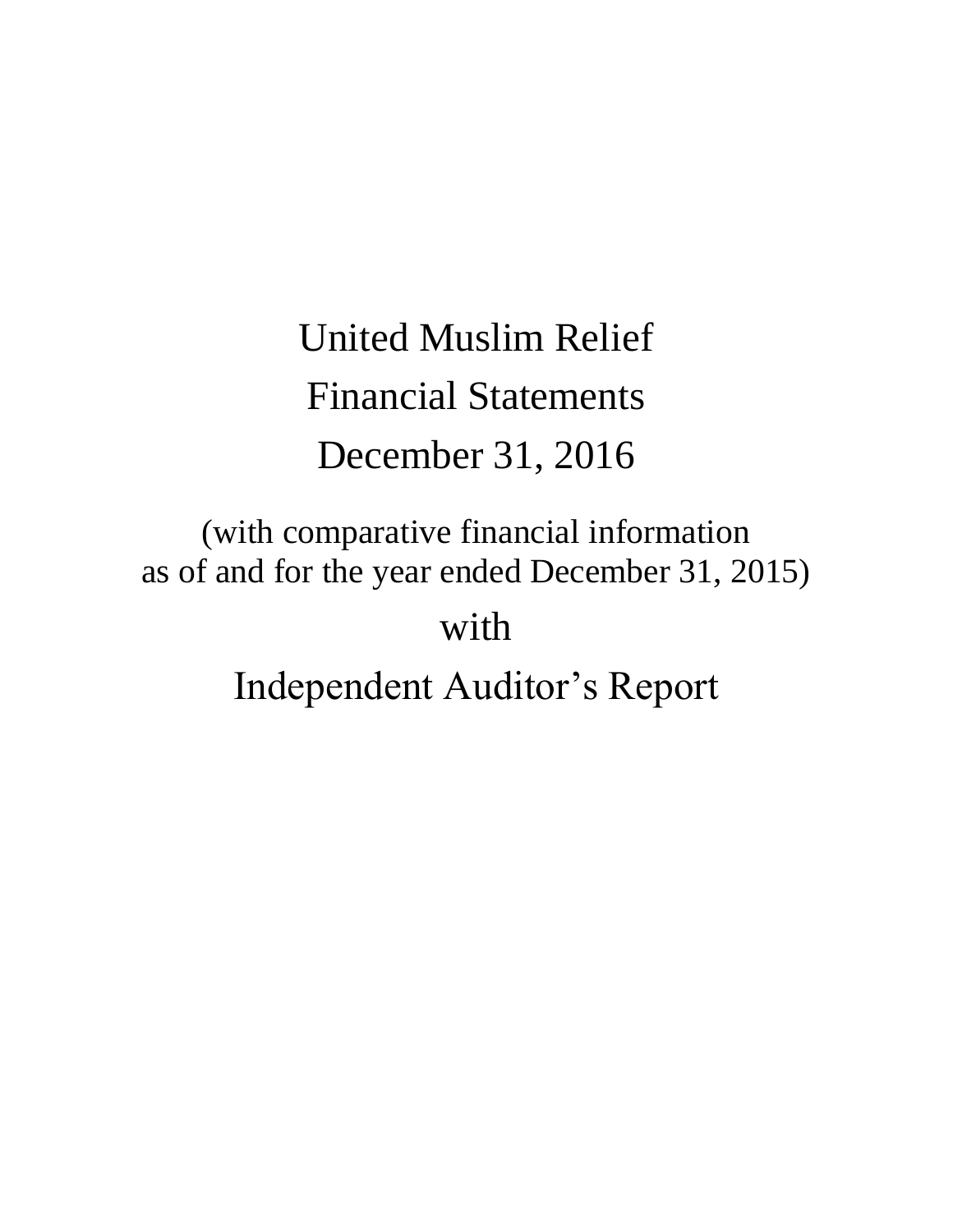# United Muslim Relief

# Financial Statements

# December 31, 2016

(with comparative financial information
as of and for the year ended December 31, 2015)

with

# Independent Auditor's Report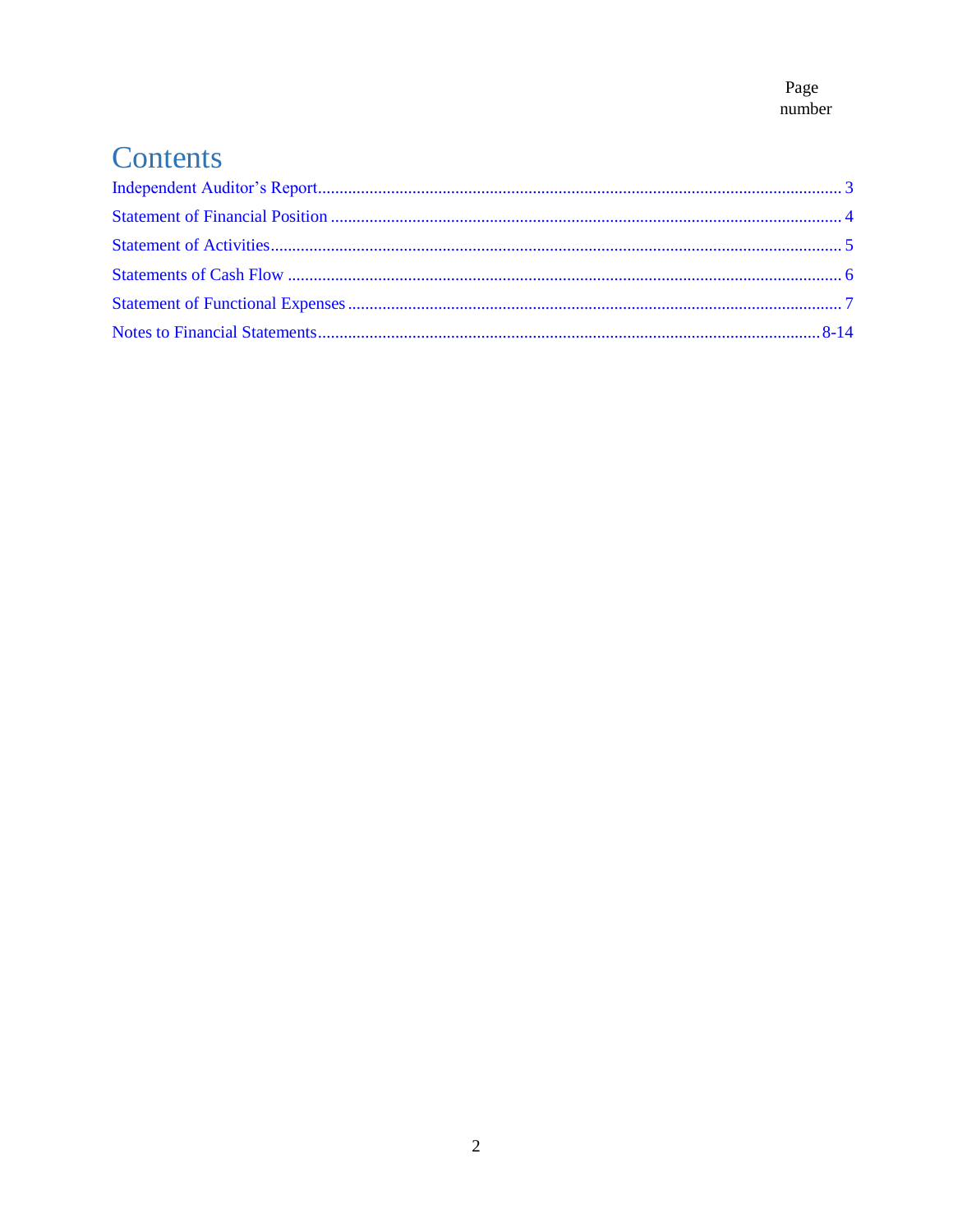Page number

# Contents

Independent Auditor's Report........................................................................................................ 3

Statement of Financial Position ..................................................................................................... 4

Statement of Activities.................................................................................................................... 5

Statements of Cash Flow ............................................................................................................... 6

Statement of Functional Expenses .................................................................................................. 7

Notes to Financial Statements....................................................................................................8-14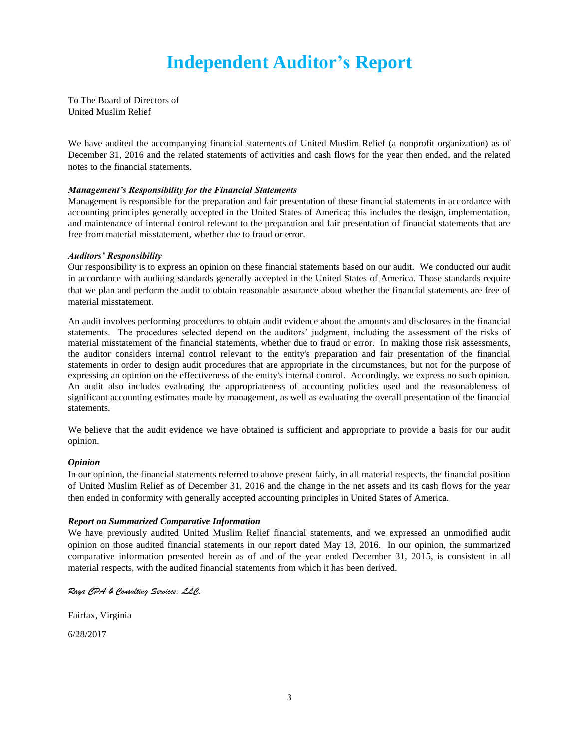# Independent Auditor's Report

To The Board of Directors of
United Muslim Relief

We have audited the accompanying financial statements of United Muslim Relief (a nonprofit organization) as of December 31, 2016 and the related statements of activities and cash flows for the year then ended, and the related notes to the financial statements.

***Management's Responsibility for the Financial Statements***

Management is responsible for the preparation and fair presentation of these financial statements in accordance with accounting principles generally accepted in the United States of America; this includes the design, implementation, and maintenance of internal control relevant to the preparation and fair presentation of financial statements that are free from material misstatement, whether due to fraud or error.

***Auditors' Responsibility***

Our responsibility is to express an opinion on these financial statements based on our audit. We conducted our audit in accordance with auditing standards generally accepted in the United States of America. Those standards require that we plan and perform the audit to obtain reasonable assurance about whether the financial statements are free of material misstatement.

An audit involves performing procedures to obtain audit evidence about the amounts and disclosures in the financial statements. The procedures selected depend on the auditors' judgment, including the assessment of the risks of material misstatement of the financial statements, whether due to fraud or error. In making those risk assessments, the auditor considers internal control relevant to the entity's preparation and fair presentation of the financial statements in order to design audit procedures that are appropriate in the circumstances, but not for the purpose of expressing an opinion on the effectiveness of the entity's internal control. Accordingly, we express no such opinion. An audit also includes evaluating the appropriateness of accounting policies used and the reasonableness of significant accounting estimates made by management, as well as evaluating the overall presentation of the financial statements.

We believe that the audit evidence we have obtained is sufficient and appropriate to provide a basis for our audit opinion.

***Opinion***

In our opinion, the financial statements referred to above present fairly, in all material respects, the financial position of United Muslim Relief as of December 31, 2016 and the change in the net assets and its cash flows for the year then ended in conformity with generally accepted accounting principles in United States of America.

***Report on Summarized Comparative Information***

We have previously audited United Muslim Relief financial statements, and we expressed an unmodified audit opinion on those audited financial statements in our report dated May 13, 2016. In our opinion, the summarized comparative information presented herein as of and of the year ended December 31, 2015, is consistent in all material respects, with the audited financial statements from which it has been derived.

*Raya CPA & Consulting Services, LLC.*

Fairfax, Virginia

6/28/2017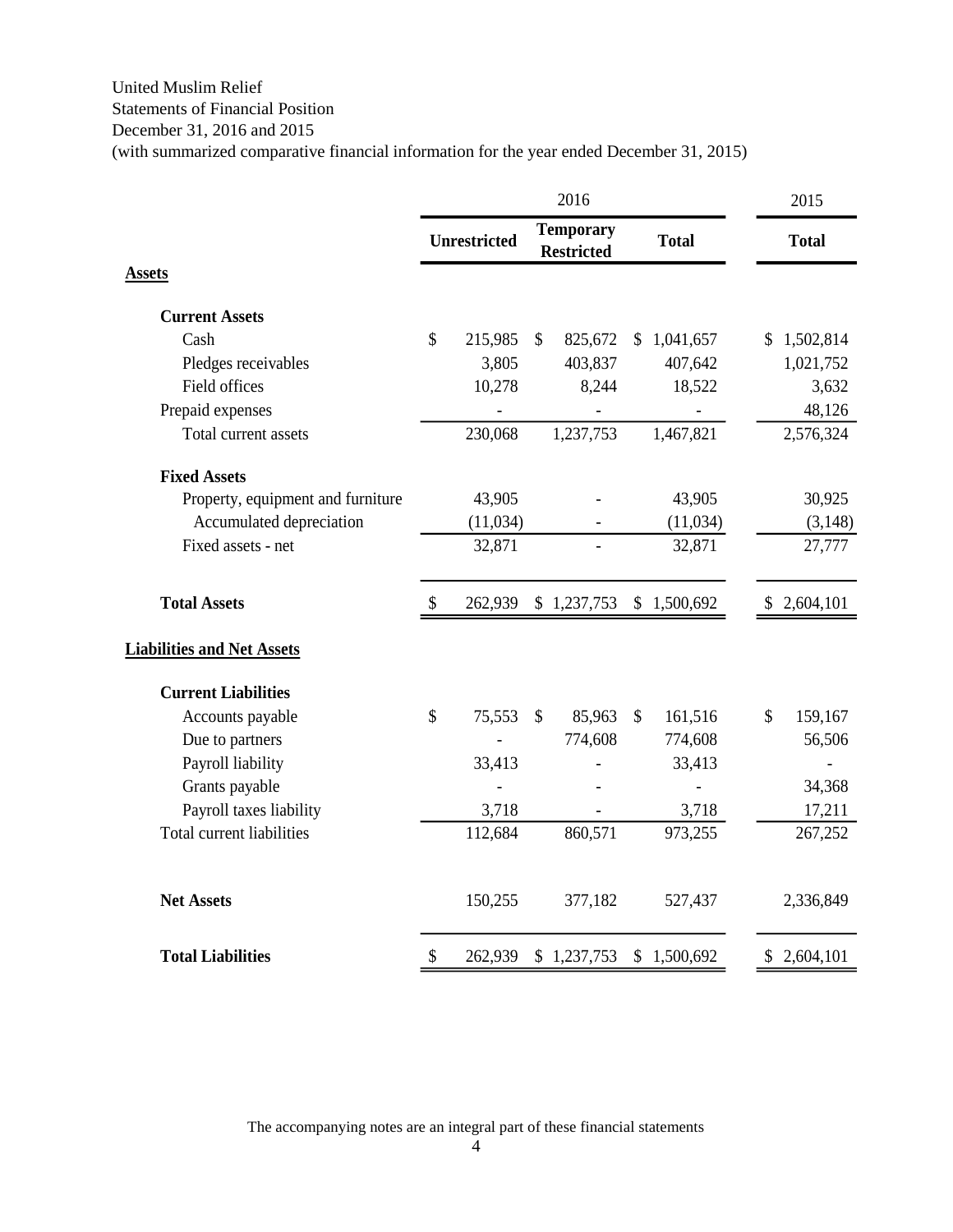United Muslim Relief
Statements of Financial Position
December 31, 2016 and 2015
(with summarized comparative financial information for the year ended December 31, 2015)

| | 2016 | | | 2015 |
|---|---|---|---|---|
| | Unrestricted | Temporary Restricted | Total | Total |
| **Assets** | | | | |
| **Current Assets** | | | | |
| Cash | $ 215,985 | $ 825,672 | $ 1,041,657 | $ 1,502,814 |
| Pledges receivables | 3,805 | 403,837 | 407,642 | 1,021,752 |
| Field offices | 10,278 | 8,244 | 18,522 | 3,632 |
| Prepaid expenses | - | - | - | 48,126 |
| Total current assets | 230,068 | 1,237,753 | 1,467,821 | 2,576,324 |
| **Fixed Assets** | | | | |
| Property, equipment and furniture | 43,905 | - | 43,905 | 30,925 |
| Accumulated depreciation | (11,034) | - | (11,034) | (3,148) |
| Fixed assets - net | 32,871 | - | 32,871 | 27,777 |
| **Total Assets** | $ 262,939 | $ 1,237,753 | $ 1,500,692 | $ 2,604,101 |
| **Liabilities and Net Assets** | | | | |
| **Current Liabilities** | | | | |
| Accounts payable | $ 75,553 | $ 85,963 | $ 161,516 | $ 159,167 |
| Due to partners | - | 774,608 | 774,608 | 56,506 |
| Payroll liability | 33,413 | - | 33,413 | - |
| Grants payable | - | - | - | 34,368 |
| Payroll taxes liability | 3,718 | - | 3,718 | 17,211 |
| Total current liabilities | 112,684 | 860,571 | 973,255 | 267,252 |
| **Net Assets** | 150,255 | 377,182 | 527,437 | 2,336,849 |
| **Total Liabilities** | $ 262,939 | $ 1,237,753 | $ 1,500,692 | $ 2,604,101 |

The accompanying notes are an integral part of these financial statements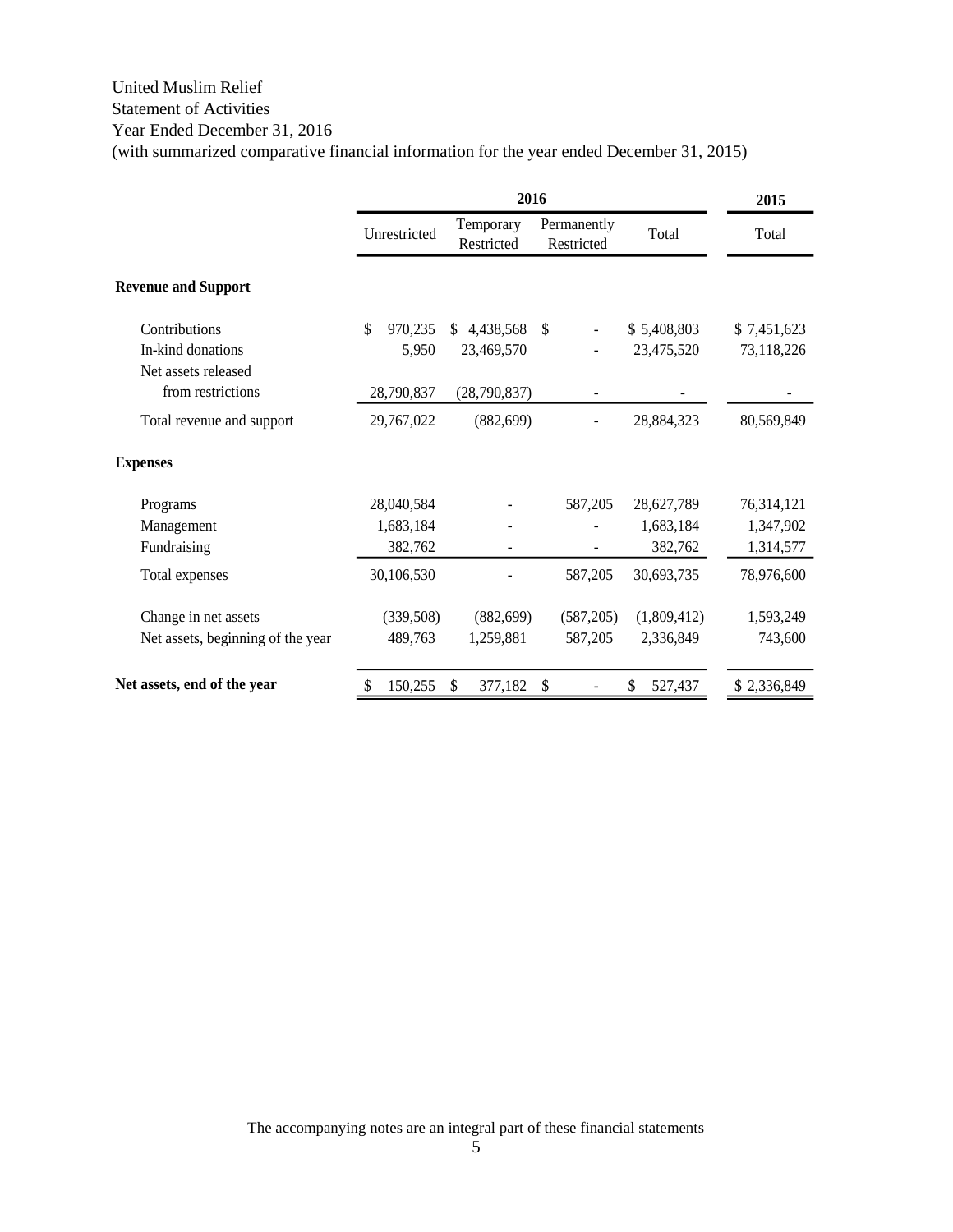United Muslim Relief
Statement of Activities
Year Ended December 31, 2016
(with summarized comparative financial information for the year ended December 31, 2015)

| | 2016 | | | | 2015 |
|---|---|---|---|---|---|
| | Unrestricted | Temporary Restricted | Permanently Restricted | Total | Total |
| **Revenue and Support** | | | | | |
| Contributions | $ 970,235 | $ 4,438,568 | $ - | $ 5,408,803 | $ 7,451,623 |
| In-kind donations | 5,950 | 23,469,570 | - | 23,475,520 | 73,118,226 |
| Net assets released from restrictions | 28,790,837 | (28,790,837) | - | - | - |
| Total revenue and support | 29,767,022 | (882,699) | - | 28,884,323 | 80,569,849 |
| **Expenses** | | | | | |
| Programs | 28,040,584 | - | 587,205 | 28,627,789 | 76,314,121 |
| Management | 1,683,184 | - | - | 1,683,184 | 1,347,902 |
| Fundraising | 382,762 | - | - | 382,762 | 1,314,577 |
| Total expenses | 30,106,530 | - | 587,205 | 30,693,735 | 78,976,600 |
| Change in net assets | (339,508) | (882,699) | (587,205) | (1,809,412) | 1,593,249 |
| Net assets, beginning of the year | 489,763 | 1,259,881 | 587,205 | 2,336,849 | 743,600 |
| **Net assets, end of the year** | $ 150,255 | $ 377,182 | $ - | $ 527,437 | $ 2,336,849 |

The accompanying notes are an integral part of these financial statements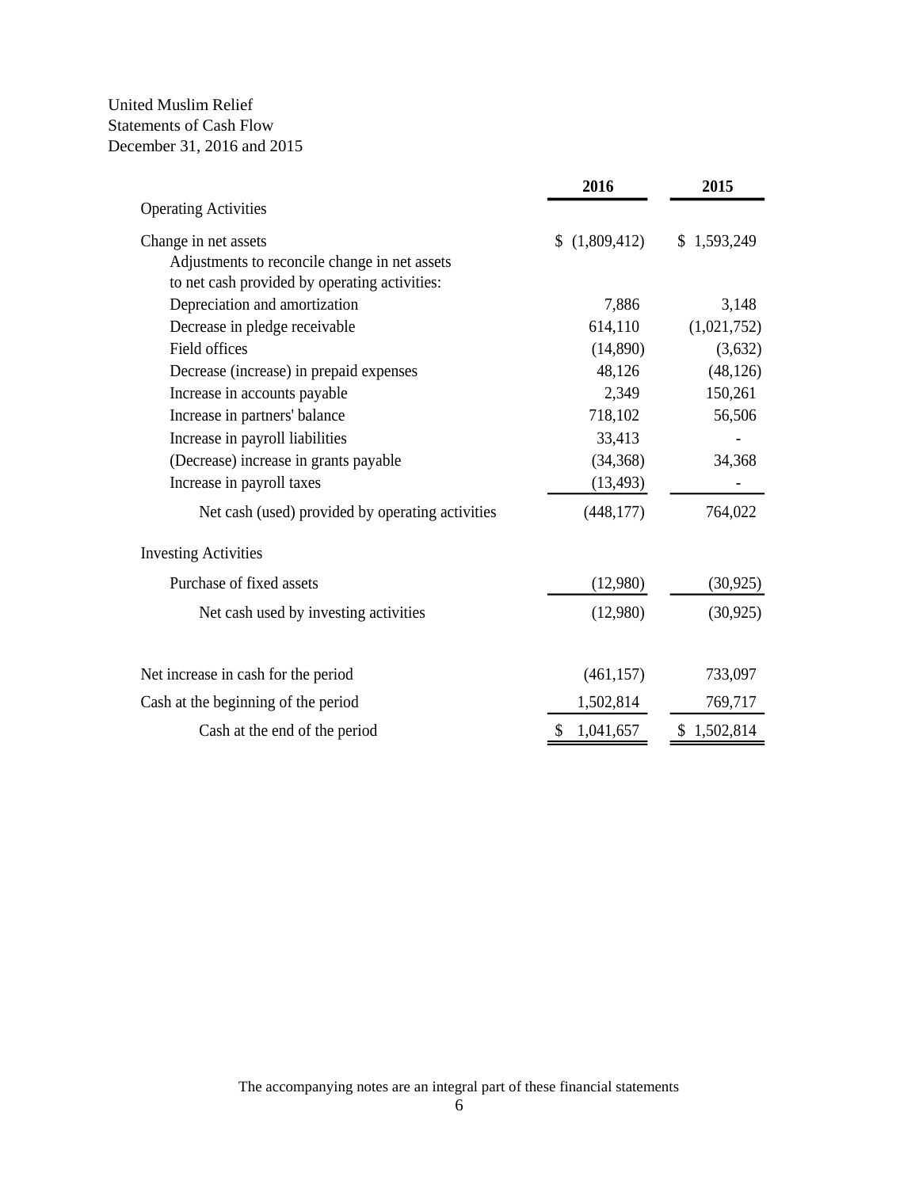United Muslim Relief
Statements of Cash Flow
December 31, 2016 and 2015

| | 2016 | 2015 |
|---|---|---|
| Operating Activities | | |
| Change in net assets | $ (1,809,412) | $ 1,593,249 |
| Adjustments to reconcile change in net assets to net cash provided by operating activities: | | |
| Depreciation and amortization | 7,886 | 3,148 |
| Decrease in pledge receivable | 614,110 | (1,021,752) |
| Field offices | (14,890) | (3,632) |
| Decrease (increase) in prepaid expenses | 48,126 | (48,126) |
| Increase in accounts payable | 2,349 | 150,261 |
| Increase in partners' balance | 718,102 | 56,506 |
| Increase in payroll liabilities | 33,413 | - |
| (Decrease) increase in grants payable | (34,368) | 34,368 |
| Increase in payroll taxes | (13,493) | - |
| Net cash (used) provided by operating activities | (448,177) | 764,022 |
| Investing Activities | | |
| Purchase of fixed assets | (12,980) | (30,925) |
| Net cash used by investing activities | (12,980) | (30,925) |
| Net increase in cash for the period | (461,157) | 733,097 |
| Cash at the beginning of the period | 1,502,814 | 769,717 |
| Cash at the end of the period | $ 1,041,657 | $ 1,502,814 |

The accompanying notes are an integral part of these financial statements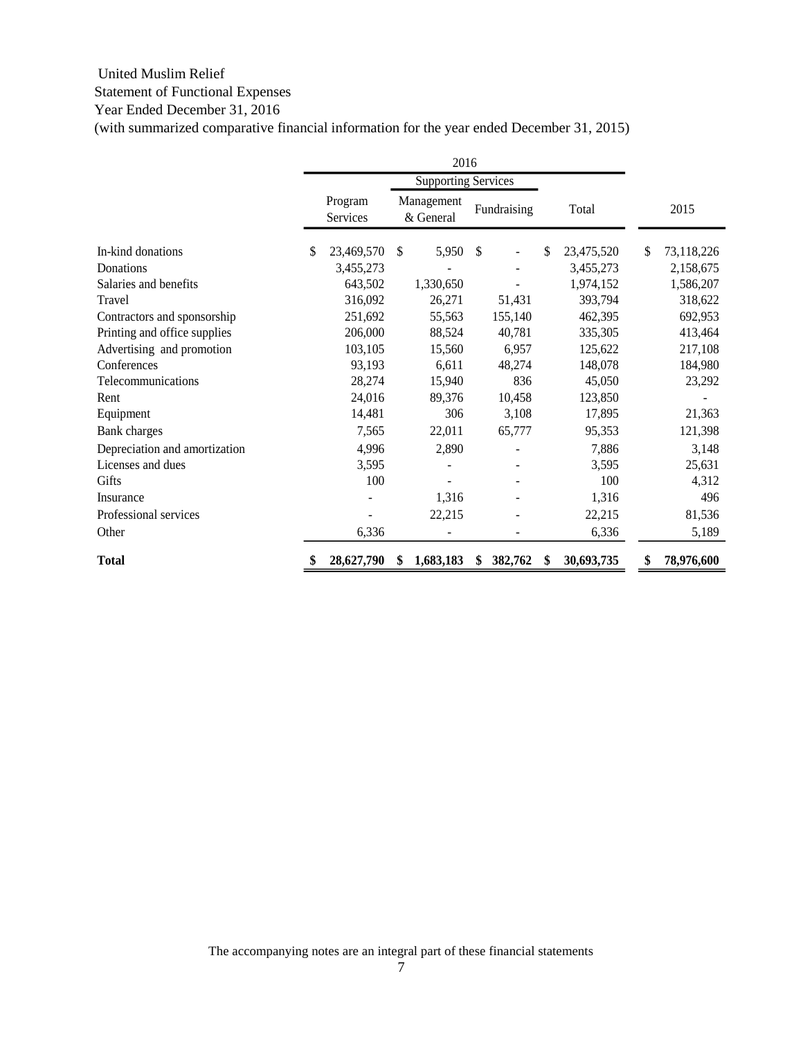United Muslim Relief

Statement of Functional Expenses

Year Ended December 31, 2016

(with summarized comparative financial information for the year ended December 31, 2015)

| | 2016 | | | | |
|---|---|---|---|---|---|
| | | Supporting Services | | | |
| | Program Services | Management & General | Fundraising | Total | 2015 |
| In-kind donations | $ 23,469,570 | $ 5,950 | $ - | $ 23,475,520 | $ 73,118,226 |
| Donations | 3,455,273 | - | - | 3,455,273 | 2,158,675 |
| Salaries and benefits | 643,502 | 1,330,650 | - | 1,974,152 | 1,586,207 |
| Travel | 316,092 | 26,271 | 51,431 | 393,794 | 318,622 |
| Contractors and sponsorship | 251,692 | 55,563 | 155,140 | 462,395 | 692,953 |
| Printing and office supplies | 206,000 | 88,524 | 40,781 | 335,305 | 413,464 |
| Advertising and promotion | 103,105 | 15,560 | 6,957 | 125,622 | 217,108 |
| Conferences | 93,193 | 6,611 | 48,274 | 148,078 | 184,980 |
| Telecommunications | 28,274 | 15,940 | 836 | 45,050 | 23,292 |
| Rent | 24,016 | 89,376 | 10,458 | 123,850 | - |
| Equipment | 14,481 | 306 | 3,108 | 17,895 | 21,363 |
| Bank charges | 7,565 | 22,011 | 65,777 | 95,353 | 121,398 |
| Depreciation and amortization | 4,996 | 2,890 | - | 7,886 | 3,148 |
| Licenses and dues | 3,595 | - | - | 3,595 | 25,631 |
| Gifts | 100 | - | - | 100 | 4,312 |
| Insurance | - | 1,316 | - | 1,316 | 496 |
| Professional services | - | 22,215 | - | 22,215 | 81,536 |
| Other | 6,336 | - | - | 6,336 | 5,189 |
| **Total** | **$ 28,627,790** | **$ 1,683,183** | **$ 382,762** | **$ 30,693,735** | **$ 78,976,600** |

The accompanying notes are an integral part of these financial statements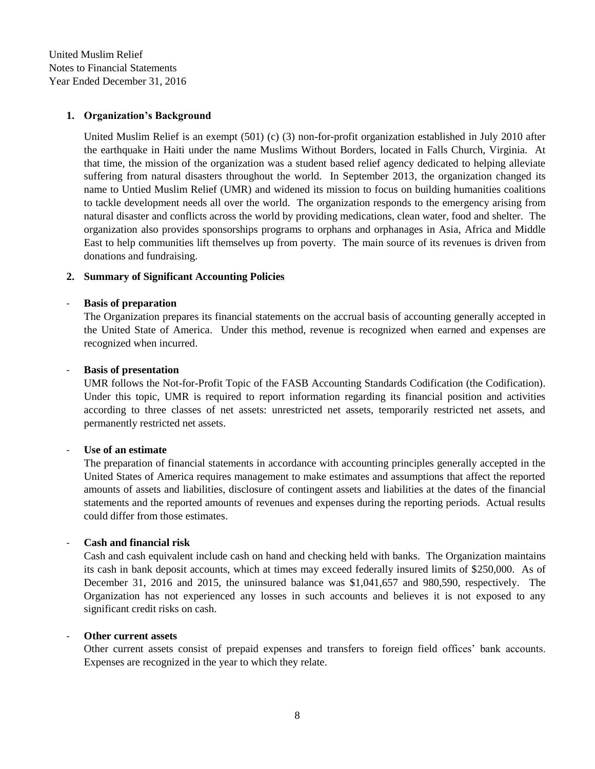United Muslim Relief
Notes to Financial Statements
Year Ended December 31, 2016

## 1. Organization's Background

United Muslim Relief is an exempt (501) (c) (3) non-for-profit organization established in July 2010 after the earthquake in Haiti under the name Muslims Without Borders, located in Falls Church, Virginia. At that time, the mission of the organization was a student based relief agency dedicated to helping alleviate suffering from natural disasters throughout the world. In September 2013, the organization changed its name to Untied Muslim Relief (UMR) and widened its mission to focus on building humanities coalitions to tackle development needs all over the world. The organization responds to the emergency arising from natural disaster and conflicts across the world by providing medications, clean water, food and shelter. The organization also provides sponsorships programs to orphans and orphanages in Asia, Africa and Middle East to help communities lift themselves up from poverty. The main source of its revenues is driven from donations and fundraising.

## 2. Summary of Significant Accounting Policies

- **Basis of preparation**

  The Organization prepares its financial statements on the accrual basis of accounting generally accepted in the United State of America. Under this method, revenue is recognized when earned and expenses are recognized when incurred.

- **Basis of presentation**

  UMR follows the Not-for-Profit Topic of the FASB Accounting Standards Codification (the Codification). Under this topic, UMR is required to report information regarding its financial position and activities according to three classes of net assets: unrestricted net assets, temporarily restricted net assets, and permanently restricted net assets.

- **Use of an estimate**

  The preparation of financial statements in accordance with accounting principles generally accepted in the United States of America requires management to make estimates and assumptions that affect the reported amounts of assets and liabilities, disclosure of contingent assets and liabilities at the dates of the financial statements and the reported amounts of revenues and expenses during the reporting periods. Actual results could differ from those estimates.

- **Cash and financial risk**

  Cash and cash equivalent include cash on hand and checking held with banks. The Organization maintains its cash in bank deposit accounts, which at times may exceed federally insured limits of $250,000. As of December 31, 2016 and 2015, the uninsured balance was $1,041,657 and 980,590, respectively. The Organization has not experienced any losses in such accounts and believes it is not exposed to any significant credit risks on cash.

- **Other current assets**

  Other current assets consist of prepaid expenses and transfers to foreign field offices' bank accounts. Expenses are recognized in the year to which they relate.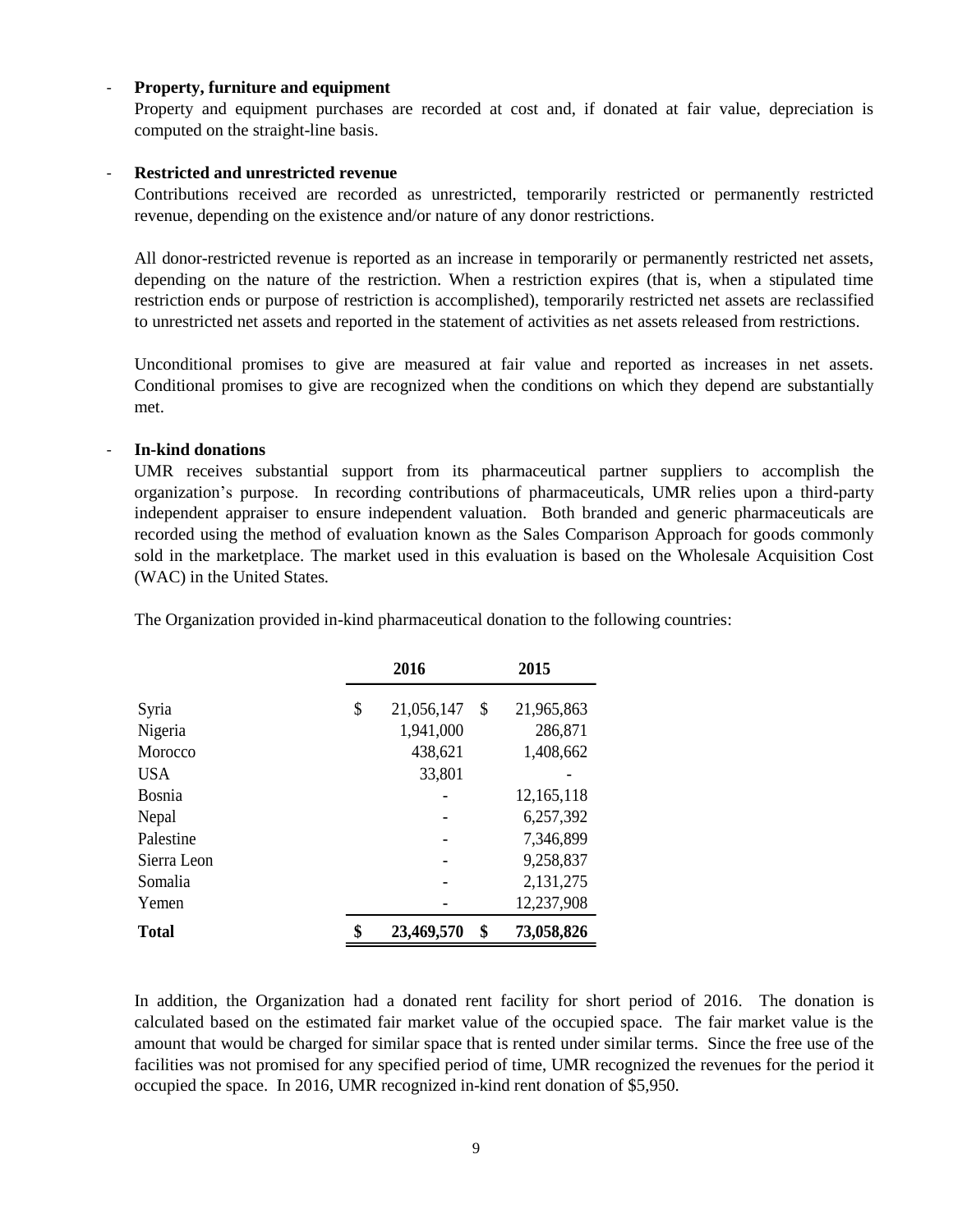- **Property, furniture and equipment**

  Property and equipment purchases are recorded at cost and, if donated at fair value, depreciation is computed on the straight-line basis.

- **Restricted and unrestricted revenue**

  Contributions received are recorded as unrestricted, temporarily restricted or permanently restricted revenue, depending on the existence and/or nature of any donor restrictions.

  All donor-restricted revenue is reported as an increase in temporarily or permanently restricted net assets, depending on the nature of the restriction. When a restriction expires (that is, when a stipulated time restriction ends or purpose of restriction is accomplished), temporarily restricted net assets are reclassified to unrestricted net assets and reported in the statement of activities as net assets released from restrictions.

  Unconditional promises to give are measured at fair value and reported as increases in net assets. Conditional promises to give are recognized when the conditions on which they depend are substantially met.

- **In-kind donations**

  UMR receives substantial support from its pharmaceutical partner suppliers to accomplish the organization's purpose. In recording contributions of pharmaceuticals, UMR relies upon a third-party independent appraiser to ensure independent valuation. Both branded and generic pharmaceuticals are recorded using the method of evaluation known as the Sales Comparison Approach for goods commonly sold in the marketplace. The market used in this evaluation is based on the Wholesale Acquisition Cost (WAC) in the United States.

  The Organization provided in-kind pharmaceutical donation to the following countries:

| | 2016 | 2015 |
|---|---|---|
| Syria | $ 21,056,147 | $ 21,965,863 |
| Nigeria | 1,941,000 | 286,871 |
| Morocco | 438,621 | 1,408,662 |
| USA | 33,801 | - |
| Bosnia | - | 12,165,118 |
| Nepal | - | 6,257,392 |
| Palestine | - | 7,346,899 |
| Sierra Leon | - | 9,258,837 |
| Somalia | - | 2,131,275 |
| Yemen | - | 12,237,908 |
| **Total** | **$ 23,469,570** | **$ 73,058,826** |

  In addition, the Organization had a donated rent facility for short period of 2016. The donation is calculated based on the estimated fair market value of the occupied space. The fair market value is the amount that would be charged for similar space that is rented under similar terms. Since the free use of the facilities was not promised for any specified period of time, UMR recognized the revenues for the period it occupied the space. In 2016, UMR recognized in-kind rent donation of $5,950.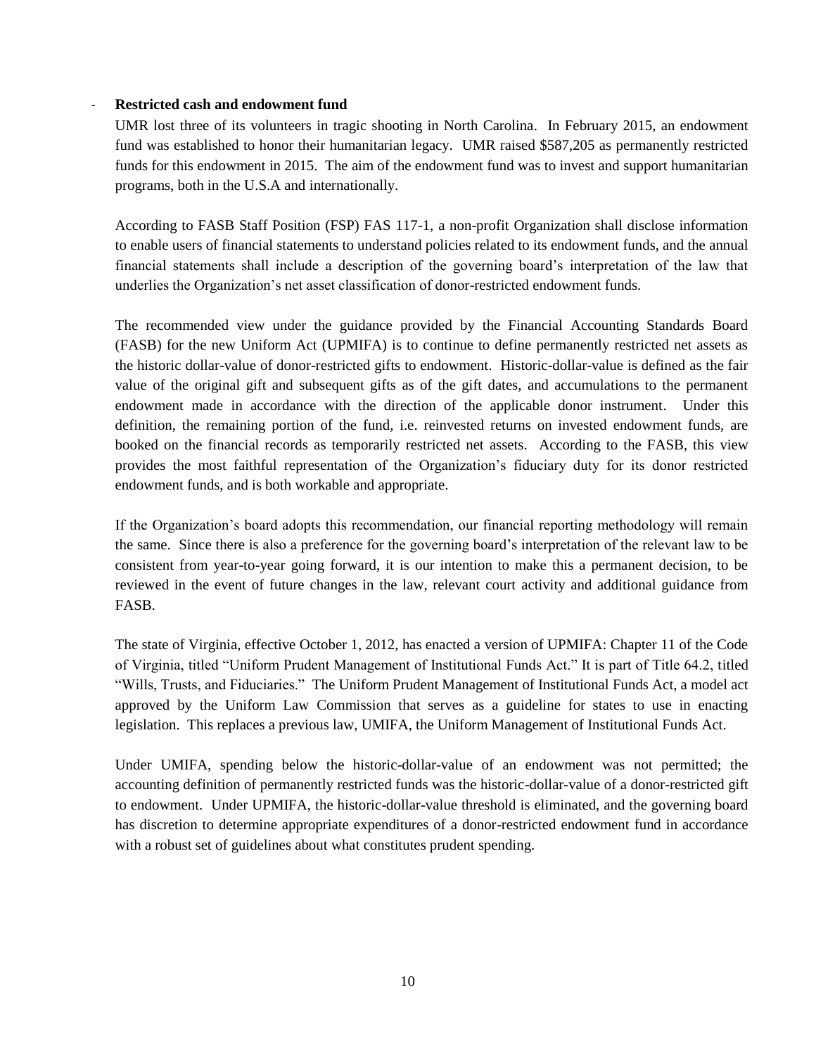- **Restricted cash and endowment fund**

UMR lost three of its volunteers in tragic shooting in North Carolina. In February 2015, an endowment fund was established to honor their humanitarian legacy. UMR raised $587,205 as permanently restricted funds for this endowment in 2015. The aim of the endowment fund was to invest and support humanitarian programs, both in the U.S.A and internationally.

According to FASB Staff Position (FSP) FAS 117-1, a non-profit Organization shall disclose information to enable users of financial statements to understand policies related to its endowment funds, and the annual financial statements shall include a description of the governing board's interpretation of the law that underlies the Organization's net asset classification of donor-restricted endowment funds.

The recommended view under the guidance provided by the Financial Accounting Standards Board (FASB) for the new Uniform Act (UPMIFA) is to continue to define permanently restricted net assets as the historic dollar-value of donor-restricted gifts to endowment. Historic-dollar-value is defined as the fair value of the original gift and subsequent gifts as of the gift dates, and accumulations to the permanent endowment made in accordance with the direction of the applicable donor instrument. Under this definition, the remaining portion of the fund, i.e. reinvested returns on invested endowment funds, are booked on the financial records as temporarily restricted net assets. According to the FASB, this view provides the most faithful representation of the Organization's fiduciary duty for its donor restricted endowment funds, and is both workable and appropriate.

If the Organization's board adopts this recommendation, our financial reporting methodology will remain the same. Since there is also a preference for the governing board's interpretation of the relevant law to be consistent from year-to-year going forward, it is our intention to make this a permanent decision, to be reviewed in the event of future changes in the law, relevant court activity and additional guidance from FASB.

The state of Virginia, effective October 1, 2012, has enacted a version of UPMIFA: Chapter 11 of the Code of Virginia, titled "Uniform Prudent Management of Institutional Funds Act." It is part of Title 64.2, titled "Wills, Trusts, and Fiduciaries." The Uniform Prudent Management of Institutional Funds Act, a model act approved by the Uniform Law Commission that serves as a guideline for states to use in enacting legislation. This replaces a previous law, UMIFA, the Uniform Management of Institutional Funds Act.

Under UMIFA, spending below the historic-dollar-value of an endowment was not permitted; the accounting definition of permanently restricted funds was the historic-dollar-value of a donor-restricted gift to endowment. Under UPMIFA, the historic-dollar-value threshold is eliminated, and the governing board has discretion to determine appropriate expenditures of a donor-restricted endowment fund in accordance with a robust set of guidelines about what constitutes prudent spending.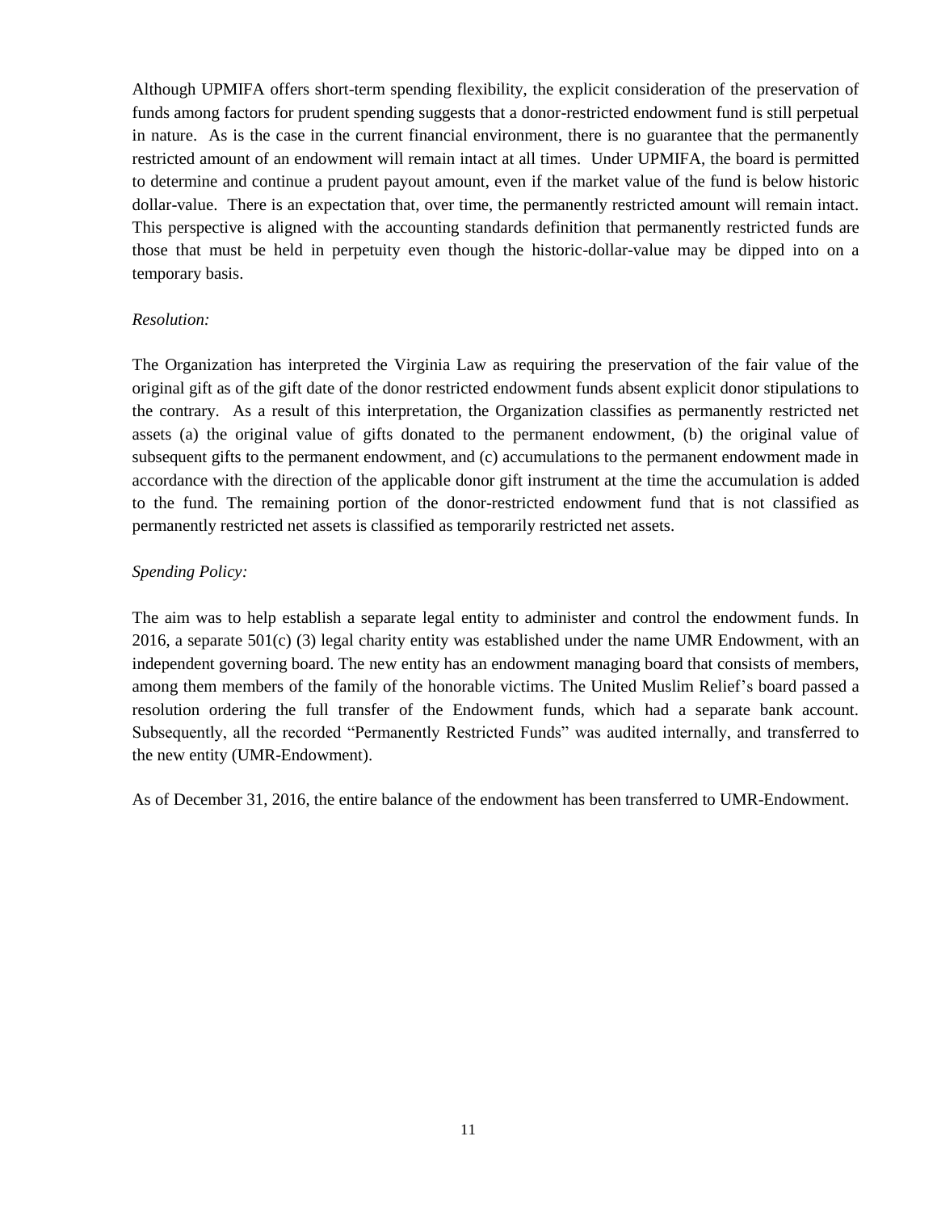Although UPMIFA offers short-term spending flexibility, the explicit consideration of the preservation of funds among factors for prudent spending suggests that a donor-restricted endowment fund is still perpetual in nature. As is the case in the current financial environment, there is no guarantee that the permanently restricted amount of an endowment will remain intact at all times. Under UPMIFA, the board is permitted to determine and continue a prudent payout amount, even if the market value of the fund is below historic dollar-value. There is an expectation that, over time, the permanently restricted amount will remain intact. This perspective is aligned with the accounting standards definition that permanently restricted funds are those that must be held in perpetuity even though the historic-dollar-value may be dipped into on a temporary basis.

*Resolution:*

The Organization has interpreted the Virginia Law as requiring the preservation of the fair value of the original gift as of the gift date of the donor restricted endowment funds absent explicit donor stipulations to the contrary. As a result of this interpretation, the Organization classifies as permanently restricted net assets (a) the original value of gifts donated to the permanent endowment, (b) the original value of subsequent gifts to the permanent endowment, and (c) accumulations to the permanent endowment made in accordance with the direction of the applicable donor gift instrument at the time the accumulation is added to the fund. The remaining portion of the donor-restricted endowment fund that is not classified as permanently restricted net assets is classified as temporarily restricted net assets.

*Spending Policy:*

The aim was to help establish a separate legal entity to administer and control the endowment funds. In 2016, a separate 501(c) (3) legal charity entity was established under the name UMR Endowment, with an independent governing board. The new entity has an endowment managing board that consists of members, among them members of the family of the honorable victims. The United Muslim Relief's board passed a resolution ordering the full transfer of the Endowment funds, which had a separate bank account. Subsequently, all the recorded "Permanently Restricted Funds" was audited internally, and transferred to the new entity (UMR-Endowment).

As of December 31, 2016, the entire balance of the endowment has been transferred to UMR-Endowment.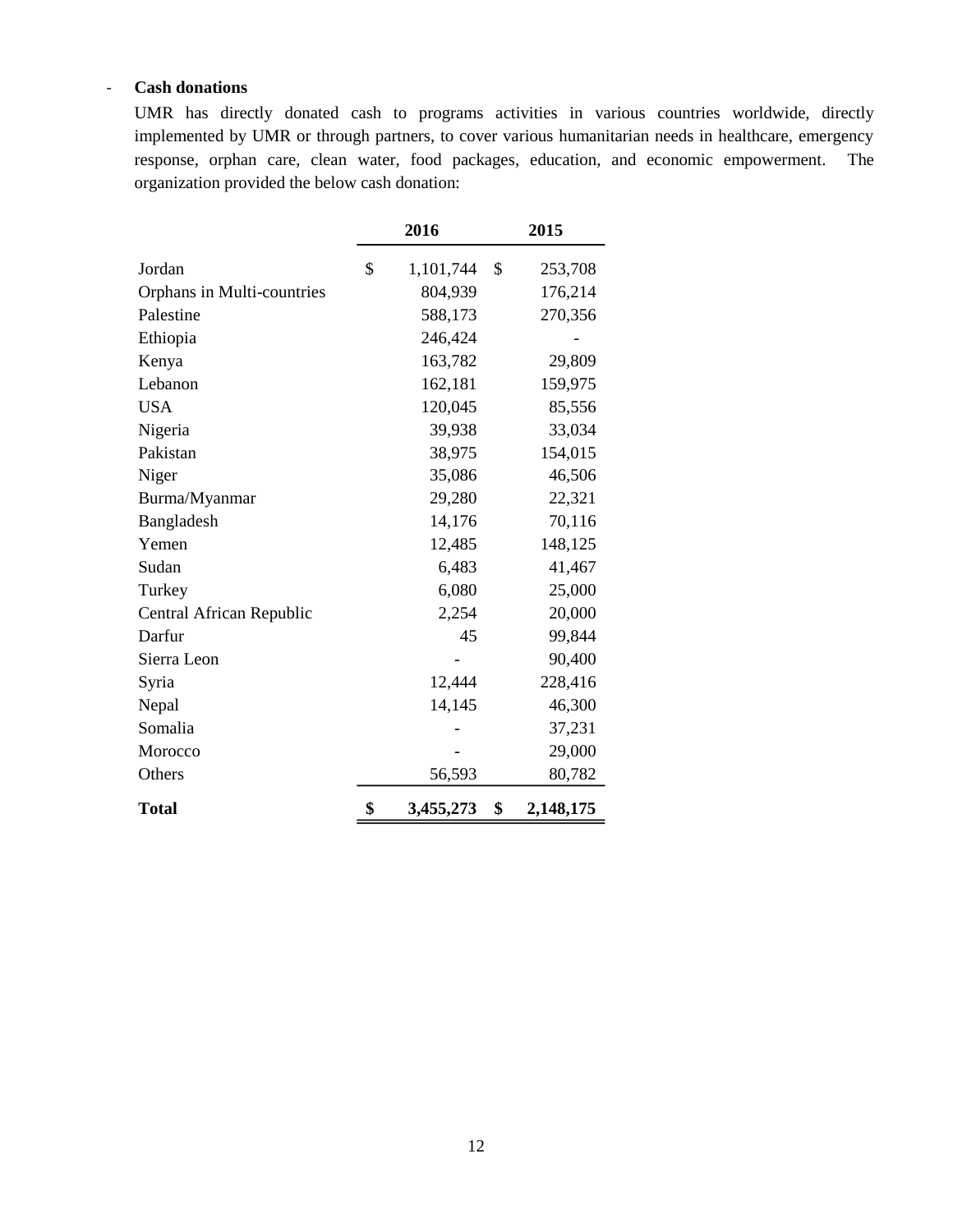- **Cash donations**

UMR has directly donated cash to programs activities in various countries worldwide, directly implemented by UMR or through partners, to cover various humanitarian needs in healthcare, emergency response, orphan care, clean water, food packages, education, and economic empowerment. The organization provided the below cash donation:

| | 2016 | 2015 |
|---|---|---|
| Jordan | $ 1,101,744 | $ 253,708 |
| Orphans in Multi-countries | 804,939 | 176,214 |
| Palestine | 588,173 | 270,356 |
| Ethiopia | 246,424 | - |
| Kenya | 163,782 | 29,809 |
| Lebanon | 162,181 | 159,975 |
| USA | 120,045 | 85,556 |
| Nigeria | 39,938 | 33,034 |
| Pakistan | 38,975 | 154,015 |
| Niger | 35,086 | 46,506 |
| Burma/Myanmar | 29,280 | 22,321 |
| Bangladesh | 14,176 | 70,116 |
| Yemen | 12,485 | 148,125 |
| Sudan | 6,483 | 41,467 |
| Turkey | 6,080 | 25,000 |
| Central African Republic | 2,254 | 20,000 |
| Darfur | 45 | 99,844 |
| Sierra Leon | - | 90,400 |
| Syria | 12,444 | 228,416 |
| Nepal | 14,145 | 46,300 |
| Somalia | - | 37,231 |
| Morocco | - | 29,000 |
| Others | 56,593 | 80,782 |
| **Total** | **$ 3,455,273** | **$ 2,148,175** |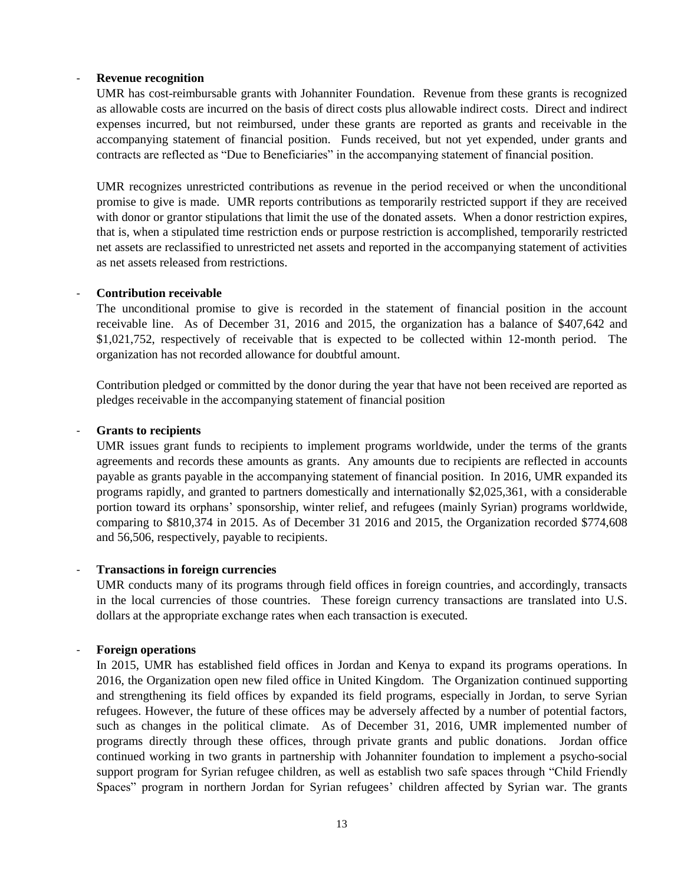- **Revenue recognition**

  UMR has cost-reimbursable grants with Johanniter Foundation. Revenue from these grants is recognized as allowable costs are incurred on the basis of direct costs plus allowable indirect costs. Direct and indirect expenses incurred, but not reimbursed, under these grants are reported as grants and receivable in the accompanying statement of financial position. Funds received, but not yet expended, under grants and contracts are reflected as "Due to Beneficiaries" in the accompanying statement of financial position.

  UMR recognizes unrestricted contributions as revenue in the period received or when the unconditional promise to give is made. UMR reports contributions as temporarily restricted support if they are received with donor or grantor stipulations that limit the use of the donated assets. When a donor restriction expires, that is, when a stipulated time restriction ends or purpose restriction is accomplished, temporarily restricted net assets are reclassified to unrestricted net assets and reported in the accompanying statement of activities as net assets released from restrictions.

- **Contribution receivable**

  The unconditional promise to give is recorded in the statement of financial position in the account receivable line. As of December 31, 2016 and 2015, the organization has a balance of $407,642 and $1,021,752, respectively of receivable that is expected to be collected within 12-month period. The organization has not recorded allowance for doubtful amount.

  Contribution pledged or committed by the donor during the year that have not been received are reported as pledges receivable in the accompanying statement of financial position

- **Grants to recipients**

  UMR issues grant funds to recipients to implement programs worldwide, under the terms of the grants agreements and records these amounts as grants. Any amounts due to recipients are reflected in accounts payable as grants payable in the accompanying statement of financial position. In 2016, UMR expanded its programs rapidly, and granted to partners domestically and internationally $2,025,361, with a considerable portion toward its orphans' sponsorship, winter relief, and refugees (mainly Syrian) programs worldwide, comparing to $810,374 in 2015. As of December 31 2016 and 2015, the Organization recorded $774,608 and 56,506, respectively, payable to recipients.

- **Transactions in foreign currencies**

  UMR conducts many of its programs through field offices in foreign countries, and accordingly, transacts in the local currencies of those countries. These foreign currency transactions are translated into U.S. dollars at the appropriate exchange rates when each transaction is executed.

- **Foreign operations**

  In 2015, UMR has established field offices in Jordan and Kenya to expand its programs operations. In 2016, the Organization open new filed office in United Kingdom. The Organization continued supporting and strengthening its field offices by expanded its field programs, especially in Jordan, to serve Syrian refugees. However, the future of these offices may be adversely affected by a number of potential factors, such as changes in the political climate. As of December 31, 2016, UMR implemented number of programs directly through these offices, through private grants and public donations. Jordan office continued working in two grants in partnership with Johanniter foundation to implement a psycho-social support program for Syrian refugee children, as well as establish two safe spaces through "Child Friendly Spaces" program in northern Jordan for Syrian refugees' children affected by Syrian war. The grants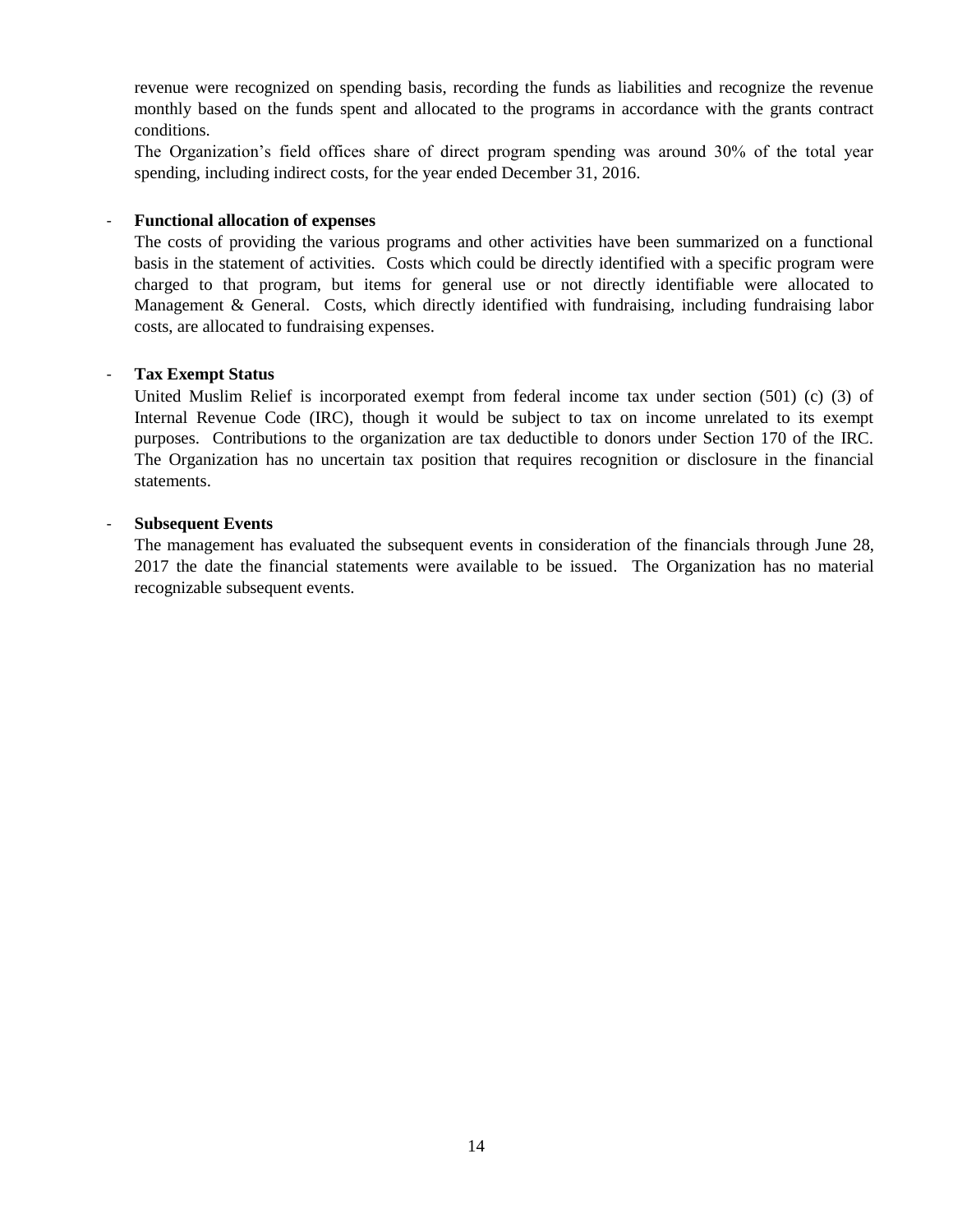revenue were recognized on spending basis, recording the funds as liabilities and recognize the revenue monthly based on the funds spent and allocated to the programs in accordance with the grants contract conditions.

The Organization's field offices share of direct program spending was around 30% of the total year spending, including indirect costs, for the year ended December 31, 2016.

- **Functional allocation of expenses**

  The costs of providing the various programs and other activities have been summarized on a functional basis in the statement of activities. Costs which could be directly identified with a specific program were charged to that program, but items for general use or not directly identifiable were allocated to Management & General. Costs, which directly identified with fundraising, including fundraising labor costs, are allocated to fundraising expenses.

- **Tax Exempt Status**

  United Muslim Relief is incorporated exempt from federal income tax under section (501) (c) (3) of Internal Revenue Code (IRC), though it would be subject to tax on income unrelated to its exempt purposes. Contributions to the organization are tax deductible to donors under Section 170 of the IRC. The Organization has no uncertain tax position that requires recognition or disclosure in the financial statements.

- **Subsequent Events**

  The management has evaluated the subsequent events in consideration of the financials through June 28, 2017 the date the financial statements were available to be issued. The Organization has no material recognizable subsequent events.